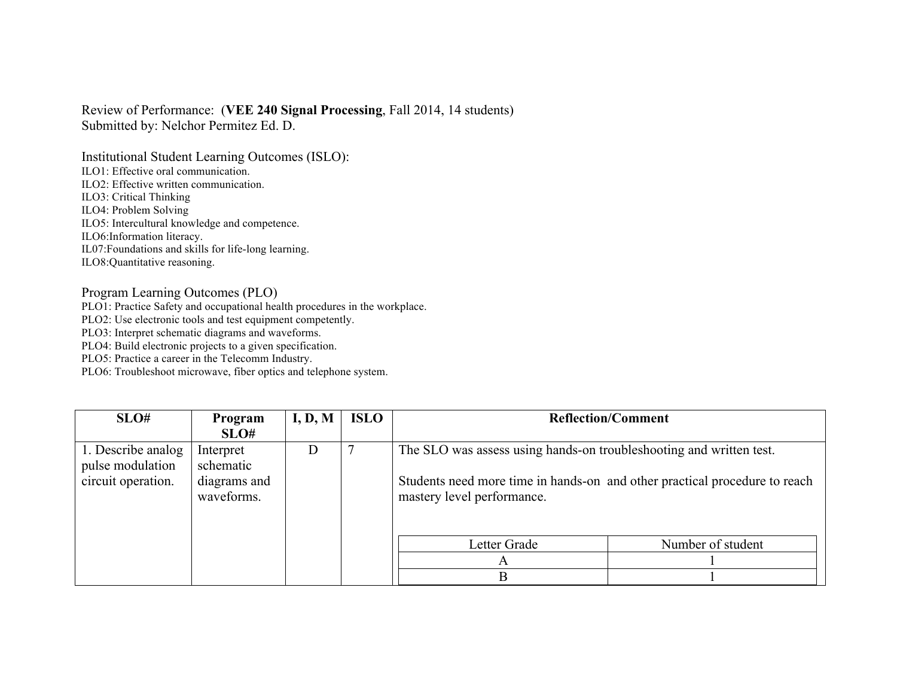Review of Performance: (**VEE 240 Signal Processing**, Fall 2014, 14 students)
Submitted by: Nelchor Permitez Ed. D.

Institutional Student Learning Outcomes (ISLO):

ILO1: Effective oral communication.
ILO2: Effective written communication.
ILO3: Critical Thinking
ILO4: Problem Solving
ILO5: Intercultural knowledge and competence.
ILO6:Information literacy.
IL07:Foundations and skills for life-long learning.
ILO8:Quantitative reasoning.

Program Learning Outcomes (PLO)

PLO1: Practice Safety and occupational health procedures in the workplace.
PLO2: Use electronic tools and test equipment competently.
PLO3: Interpret schematic diagrams and waveforms.
PLO4: Build electronic projects to a given specification.
PLO5: Practice a career in the Telecomm Industry.
PLO6: Troubleshoot microwave, fiber optics and telephone system.

| SLO# | Program SLO# | I, D, M | ISLO | Reflection/Comment |
|---|---|---|---|---|
| 1. Describe analog pulse modulation circuit operation. | Interpret schematic diagrams and waveforms. | D | 7 | The SLO was assess using hands-on troubleshooting and written test.<br><br>Students need more time in hands-on and other practical procedure to reach mastery level performance. |

| Letter Grade | Number of student |
|---|---|
| A | 1 |
| B | 1 |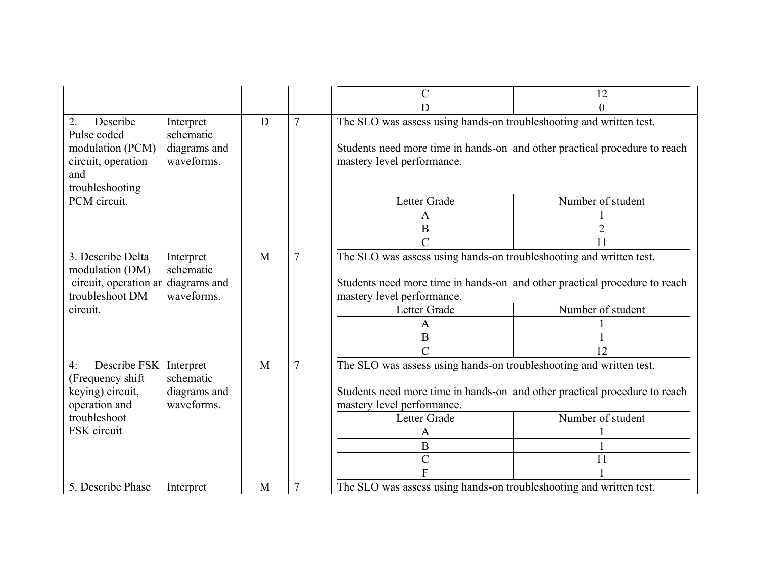| | | | | Letter Grade / Number of student |
|---|---|---|---|---|
| | | | | C: 12<br>D: 0 |
| 2. Describe Pulse coded modulation (PCM) circuit, operation and troubleshooting PCM circuit. | Interpret schematic diagrams and waveforms. | D | 7 | The SLO was assess using hands-on troubleshooting and written test.<br><br>Students need more time in hands-on and other practical procedure to reach mastery level performance.<br><br>Letter Grade / Number of student<br>A: 1<br>B: 2<br>C: 11 |
| 3. Describe Delta modulation (DM) circuit, operation ar troubleshoot DM circuit. | Interpret schematic diagrams and waveforms. | M | 7 | The SLO was assess using hands-on troubleshooting and written test.<br><br>Students need more time in hands-on and other practical procedure to reach mastery level performance.<br><br>Letter Grade / Number of student<br>A: 1<br>B: 1<br>C: 12 |
| 4: Describe FSK (Frequency shift keying) circuit, operation and troubleshoot FSK circuit | Interpret schematic diagrams and waveforms. | M | 7 | The SLO was assess using hands-on troubleshooting and written test.<br><br>Students need more time in hands-on and other practical procedure to reach mastery level performance.<br><br>Letter Grade / Number of student<br>A: 1<br>B: 1<br>C: 11<br>F: 1 |
| 5. Describe Phase | Interpret | M | 7 | The SLO was assess using hands-on troubleshooting and written test. |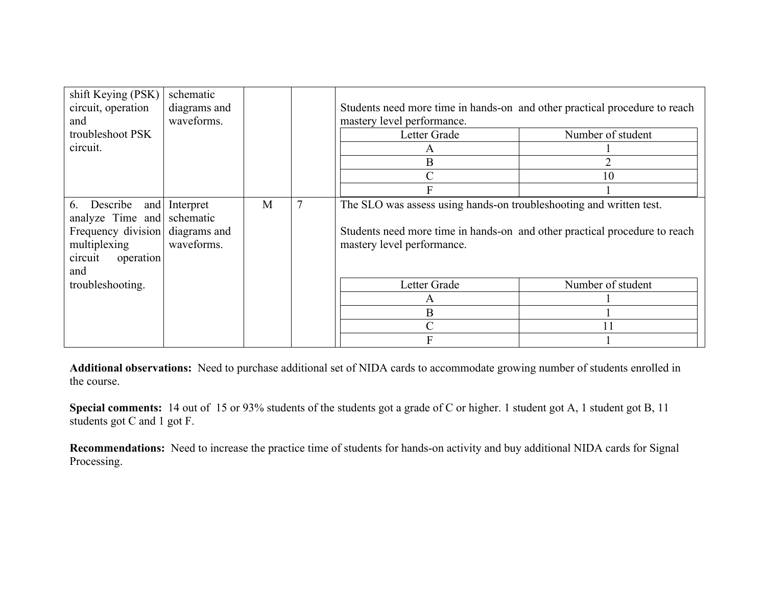| | | | | |
|---|---|---|---|---|
| shift Keying (PSK) circuit, operation and troubleshoot PSK circuit. | schematic diagrams and waveforms. | | | Students need more time in hands-on and other practical procedure to reach mastery level performance.<br><br>Letter Grade / Number of student<br>A: 1<br>B: 2<br>C: 10<br>F: 1 |
| 6. Describe and analyze Time and Frequency division multiplexing circuit operation and troubleshooting. | Interpret schematic diagrams and waveforms. | M | 7 | The SLO was assess using hands-on troubleshooting and written test.<br><br>Students need more time in hands-on and other practical procedure to reach mastery level performance.<br><br>Letter Grade / Number of student<br>A: 1<br>B: 1<br>C: 11<br>F: 1 |

**Additional observations:** Need to purchase additional set of NIDA cards to accommodate growing number of students enrolled in the course.

**Special comments:** 14 out of 15 or 93% students of the students got a grade of C or higher. 1 student got A, 1 student got B, 11 students got C and 1 got F.

**Recommendations:** Need to increase the practice time of students for hands-on activity and buy additional NIDA cards for Signal Processing.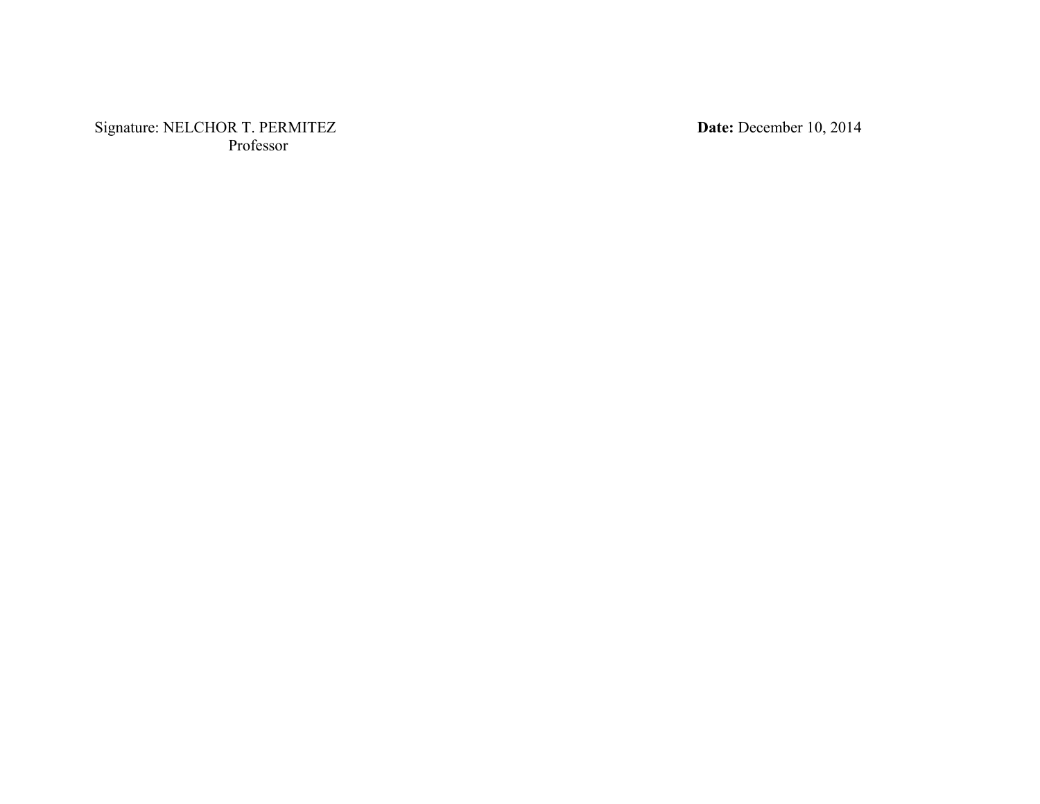Signature: NELCHOR T. PERMITEZ
Professor

**Date:** December 10, 2014